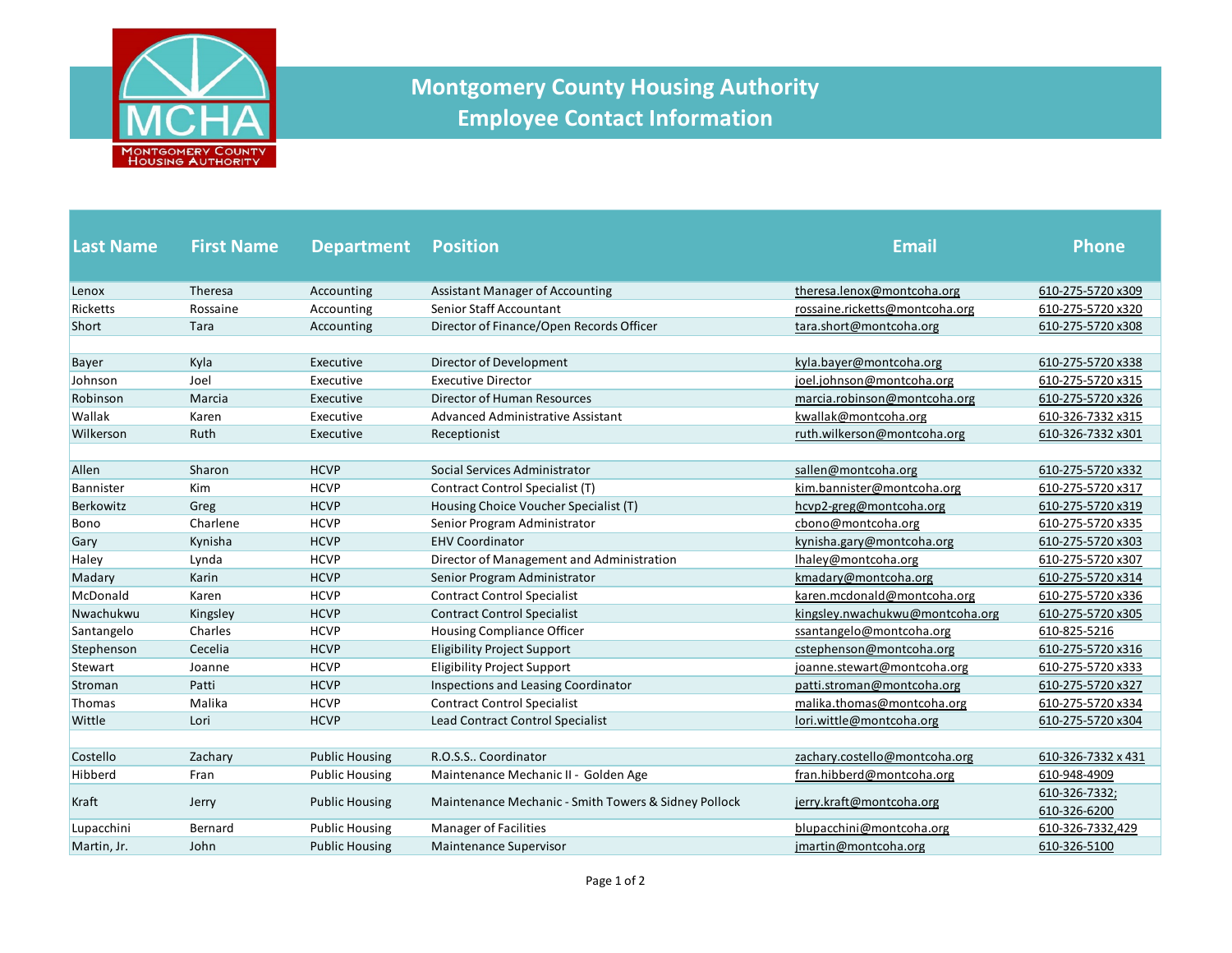# Montgomery County Housing Authority
## Employee Contact Information

| Last Name | First Name | Department | Position | Email | Phone |
|---|---|---|---|---|---|
| Lenox | Theresa | Accounting | Assistant Manager of Accounting | theresa.lenox@montcoha.org | 610-275-5720 x309 |
| Ricketts | Rossaine | Accounting | Senior Staff Accountant | rossaine.ricketts@montcoha.org | 610-275-5720 x320 |
| Short | Tara | Accounting | Director of Finance/Open Records Officer | tara.short@montcoha.org | 610-275-5720 x308 |
| | | | | | |
| Bayer | Kyla | Executive | Director of Development | kyla.bayer@montcoha.org | 610-275-5720 x338 |
| Johnson | Joel | Executive | Executive Director | joel.johnson@montcoha.org | 610-275-5720 x315 |
| Robinson | Marcia | Executive | Director of Human Resources | marcia.robinson@montcoha.org | 610-275-5720 x326 |
| Wallak | Karen | Executive | Advanced Administrative Assistant | kwallak@montcoha.org | 610-326-7332 x315 |
| Wilkerson | Ruth | Executive | Receptionist | ruth.wilkerson@montcoha.org | 610-326-7332 x301 |
| | | | | | |
| Allen | Sharon | HCVP | Social Services Administrator | sallen@montcoha.org | 610-275-5720 x332 |
| Bannister | Kim | HCVP | Contract Control Specialist (T) | kim.bannister@montcoha.org | 610-275-5720 x317 |
| Berkowitz | Greg | HCVP | Housing Choice Voucher Specialist (T) | hcvp2-greg@montcoha.org | 610-275-5720 x319 |
| Bono | Charlene | HCVP | Senior Program Administrator | cbono@montcoha.org | 610-275-5720 x335 |
| Gary | Kynisha | HCVP | EHV Coordinator | kynisha.gary@montcoha.org | 610-275-5720 x303 |
| Haley | Lynda | HCVP | Director of Management and Administration | lhaley@montcoha.org | 610-275-5720 x307 |
| Madary | Karin | HCVP | Senior Program Administrator | kmadary@montcoha.org | 610-275-5720 x314 |
| McDonald | Karen | HCVP | Contract Control Specialist | karen.mcdonald@montcoha.org | 610-275-5720 x336 |
| Nwachukwu | Kingsley | HCVP | Contract Control Specialist | kingsley.nwachukwu@montcoha.org | 610-275-5720 x305 |
| Santangelo | Charles | HCVP | Housing Compliance Officer | ssantangelo@montcoha.org | 610-825-5216 |
| Stephenson | Cecelia | HCVP | Eligibility Project Support | cstephenson@montcoha.org | 610-275-5720 x316 |
| Stewart | Joanne | HCVP | Eligibility Project Support | joanne.stewart@montcoha.org | 610-275-5720 x333 |
| Stroman | Patti | HCVP | Inspections and Leasing Coordinator | patti.stroman@montcoha.org | 610-275-5720 x327 |
| Thomas | Malika | HCVP | Contract Control Specialist | malika.thomas@montcoha.org | 610-275-5720 x334 |
| Wittle | Lori | HCVP | Lead Contract Control Specialist | lori.wittle@montcoha.org | 610-275-5720 x304 |
| | | | | | |
| Costello | Zachary | Public Housing | R.O.S.S.. Coordinator | zachary.costello@montcoha.org | 610-326-7332 x 431 |
| Hibberd | Fran | Public Housing | Maintenance Mechanic II - Golden Age | fran.hibberd@montcoha.org | 610-948-4909 |
| Kraft | Jerry | Public Housing | Maintenance Mechanic - Smith Towers & Sidney Pollock | jerry.kraft@montcoha.org | 610-326-7332; 610-326-6200 |
| Lupacchini | Bernard | Public Housing | Manager of Facilities | blupacchini@montcoha.org | 610-326-7332,429 |
| Martin, Jr. | John | Public Housing | Maintenance Supervisor | jmartin@montcoha.org | 610-326-5100 |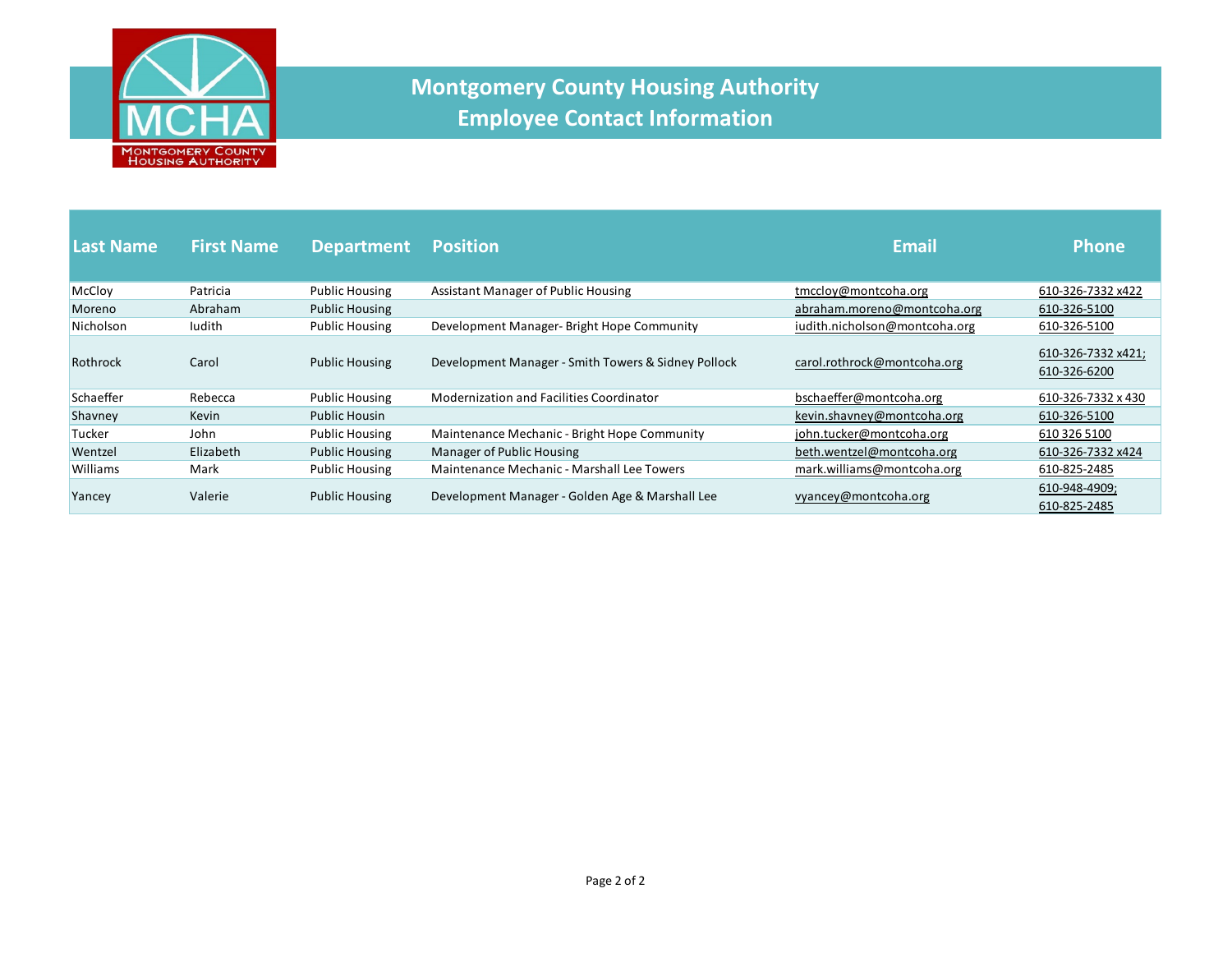# Montgomery County Housing Authority
## Employee Contact Information

| Last Name | First Name | Department | Position | Email | Phone |
|---|---|---|---|---|---|
| McCloy | Patricia | Public Housing | Assistant Manager of Public Housing | tmccloy@montcoha.org | 610-326-7332 x422 |
| Moreno | Abraham | Public Housing | | abraham.moreno@montcoha.org | 610-326-5100 |
| Nicholson | Iudith | Public Housing | Development Manager- Bright Hope Community | iudith.nicholson@montcoha.org | 610-326-5100 |
| Rothrock | Carol | Public Housing | Development Manager - Smith Towers & Sidney Pollock | carol.rothrock@montcoha.org | 610-326-7332 x421; 610-326-6200 |
| Schaeffer | Rebecca | Public Housing | Modernization and Facilities Coordinator | bschaeffer@montcoha.org | 610-326-7332 x 430 |
| Shavney | Kevin | Public Housin | | kevin.shavney@montcoha.org | 610-326-5100 |
| Tucker | John | Public Housing | Maintenance Mechanic - Bright Hope Community | john.tucker@montcoha.org | 610 326 5100 |
| Wentzel | Elizabeth | Public Housing | Manager of Public Housing | beth.wentzel@montcoha.org | 610-326-7332 x424 |
| Williams | Mark | Public Housing | Maintenance Mechanic - Marshall Lee Towers | mark.williams@montcoha.org | 610-825-2485 |
| Yancey | Valerie | Public Housing | Development Manager - Golden Age & Marshall Lee | vyancey@montcoha.org | 610-948-4909; 610-825-2485 |